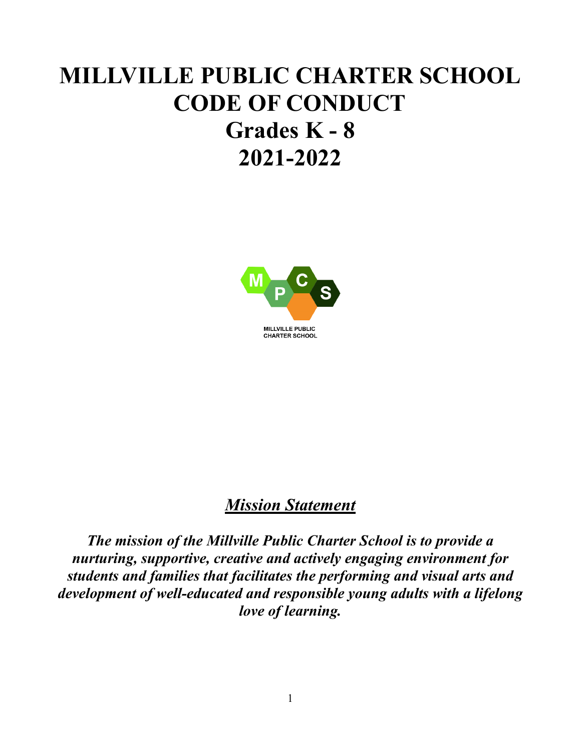# MILLVILLE PUBLIC CHARTER SCHOOL CODE OF CONDUCT

## Grades K - 8

## 2021-2022

MILLVILLE PUBLIC CHARTER SCHOOL

***Mission Statement***

***The mission of the Millville Public Charter School is to provide a nurturing, supportive, creative and actively engaging environment for students and families that facilitates the performing and visual arts and development of well-educated and responsible young adults with a lifelong love of learning.***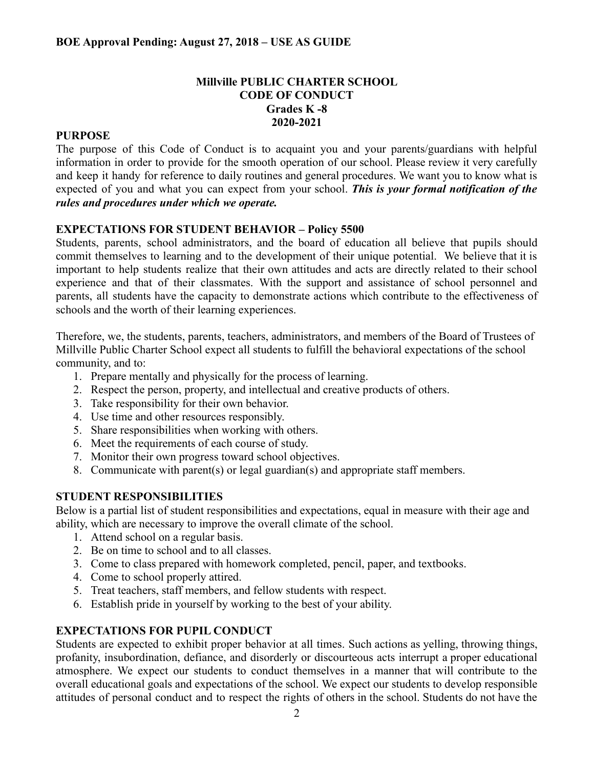**BOE Approval Pending: August 27, 2018 – USE AS GUIDE**

# Millville PUBLIC CHARTER SCHOOL
# CODE OF CONDUCT
# Grades K -8
# 2020-2021

## PURPOSE

The purpose of this Code of Conduct is to acquaint you and your parents/guardians with helpful information in order to provide for the smooth operation of our school. Please review it very carefully and keep it handy for reference to daily routines and general procedures. We want you to know what is expected of you and what you can expect from your school. ***This is your formal notification of the rules and procedures under which we operate.***

## EXPECTATIONS FOR STUDENT BEHAVIOR – Policy 5500

Students, parents, school administrators, and the board of education all believe that pupils should commit themselves to learning and to the development of their unique potential. We believe that it is important to help students realize that their own attitudes and acts are directly related to their school experience and that of their classmates. With the support and assistance of school personnel and parents, all students have the capacity to demonstrate actions which contribute to the effectiveness of schools and the worth of their learning experiences.

Therefore, we, the students, parents, teachers, administrators, and members of the Board of Trustees of Millville Public Charter School expect all students to fulfill the behavioral expectations of the school community, and to:

1. Prepare mentally and physically for the process of learning.
2. Respect the person, property, and intellectual and creative products of others.
3. Take responsibility for their own behavior.
4. Use time and other resources responsibly.
5. Share responsibilities when working with others.
6. Meet the requirements of each course of study.
7. Monitor their own progress toward school objectives.
8. Communicate with parent(s) or legal guardian(s) and appropriate staff members.

## STUDENT RESPONSIBILITIES

Below is a partial list of student responsibilities and expectations, equal in measure with their age and ability, which are necessary to improve the overall climate of the school.

1. Attend school on a regular basis.
2. Be on time to school and to all classes.
3. Come to class prepared with homework completed, pencil, paper, and textbooks.
4. Come to school properly attired.
5. Treat teachers, staff members, and fellow students with respect.
6. Establish pride in yourself by working to the best of your ability.

## EXPECTATIONS FOR PUPIL CONDUCT

Students are expected to exhibit proper behavior at all times. Such actions as yelling, throwing things, profanity, insubordination, defiance, and disorderly or discourteous acts interrupt a proper educational atmosphere. We expect our students to conduct themselves in a manner that will contribute to the overall educational goals and expectations of the school. We expect our students to develop responsible attitudes of personal conduct and to respect the rights of others in the school. Students do not have the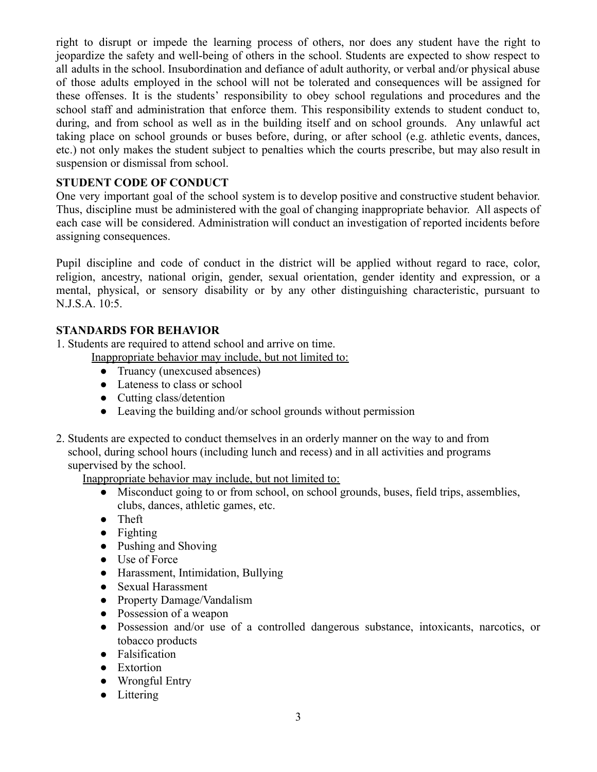right to disrupt or impede the learning process of others, nor does any student have the right to jeopardize the safety and well-being of others in the school. Students are expected to show respect to all adults in the school. Insubordination and defiance of adult authority, or verbal and/or physical abuse of those adults employed in the school will not be tolerated and consequences will be assigned for these offenses. It is the students' responsibility to obey school regulations and procedures and the school staff and administration that enforce them. This responsibility extends to student conduct to, during, and from school as well as in the building itself and on school grounds. Any unlawful act taking place on school grounds or buses before, during, or after school (e.g. athletic events, dances, etc.) not only makes the student subject to penalties which the courts prescribe, but may also result in suspension or dismissal from school.

**STUDENT CODE OF CONDUCT**

One very important goal of the school system is to develop positive and constructive student behavior. Thus, discipline must be administered with the goal of changing inappropriate behavior. All aspects of each case will be considered. Administration will conduct an investigation of reported incidents before assigning consequences.

Pupil discipline and code of conduct in the district will be applied without regard to race, color, religion, ancestry, national origin, gender, sexual orientation, gender identity and expression, or a mental, physical, or sensory disability or by any other distinguishing characteristic, pursuant to N.J.S.A. 10:5.

**STANDARDS FOR BEHAVIOR**

1. Students are required to attend school and arrive on time.

   <u>Inappropriate behavior may include, but not limited to:</u>

   - Truancy (unexcused absences)
   - Lateness to class or school
   - Cutting class/detention
   - Leaving the building and/or school grounds without permission

2. Students are expected to conduct themselves in an orderly manner on the way to and from school, during school hours (including lunch and recess) and in all activities and programs supervised by the school.

   <u>Inappropriate behavior may include, but not limited to:</u>

   - Misconduct going to or from school, on school grounds, buses, field trips, assemblies, clubs, dances, athletic games, etc.
   - Theft
   - Fighting
   - Pushing and Shoving
   - Use of Force
   - Harassment, Intimidation, Bullying
   - Sexual Harassment
   - Property Damage/Vandalism
   - Possession of a weapon
   - Possession and/or use of a controlled dangerous substance, intoxicants, narcotics, or tobacco products
   - Falsification
   - Extortion
   - Wrongful Entry
   - Littering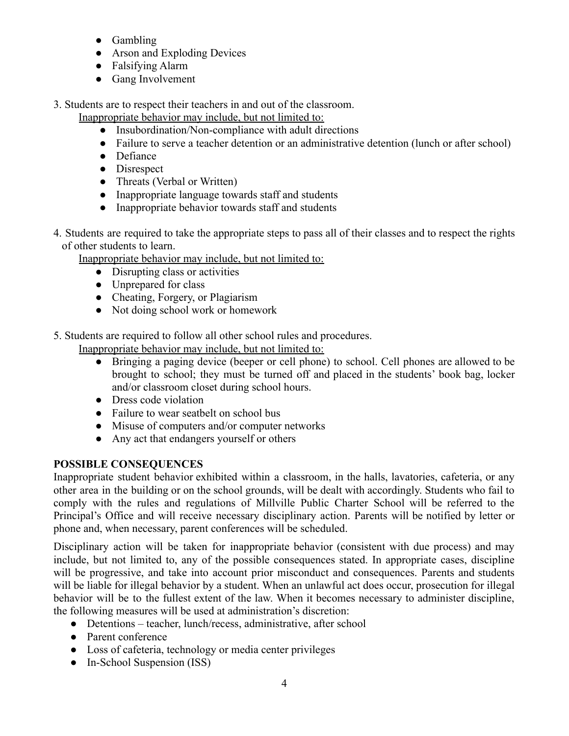- Gambling
- Arson and Exploding Devices
- Falsifying Alarm
- Gang Involvement

3. Students are to respect their teachers in and out of the classroom.

   Inappropriate behavior may include, but not limited to:

   - Insubordination/Non-compliance with adult directions
   - Failure to serve a teacher detention or an administrative detention (lunch or after school)
   - Defiance
   - Disrespect
   - Threats (Verbal or Written)
   - Inappropriate language towards staff and students
   - Inappropriate behavior towards staff and students

4. Students are required to take the appropriate steps to pass all of their classes and to respect the rights of other students to learn.

   Inappropriate behavior may include, but not limited to:

   - Disrupting class or activities
   - Unprepared for class
   - Cheating, Forgery, or Plagiarism
   - Not doing school work or homework

5. Students are required to follow all other school rules and procedures.

   Inappropriate behavior may include, but not limited to:

   - Bringing a paging device (beeper or cell phone) to school. Cell phones are allowed to be brought to school; they must be turned off and placed in the students' book bag, locker and/or classroom closet during school hours.
   - Dress code violation
   - Failure to wear seatbelt on school bus
   - Misuse of computers and/or computer networks
   - Any act that endangers yourself or others

**POSSIBLE CONSEQUENCES**

Inappropriate student behavior exhibited within a classroom, in the halls, lavatories, cafeteria, or any other area in the building or on the school grounds, will be dealt with accordingly. Students who fail to comply with the rules and regulations of Millville Public Charter School will be referred to the Principal's Office and will receive necessary disciplinary action. Parents will be notified by letter or phone and, when necessary, parent conferences will be scheduled.

Disciplinary action will be taken for inappropriate behavior (consistent with due process) and may include, but not limited to, any of the possible consequences stated. In appropriate cases, discipline will be progressive, and take into account prior misconduct and consequences. Parents and students will be liable for illegal behavior by a student. When an unlawful act does occur, prosecution for illegal behavior will be to the fullest extent of the law. When it becomes necessary to administer discipline, the following measures will be used at administration's discretion:

- Detentions – teacher, lunch/recess, administrative, after school
- Parent conference
- Loss of cafeteria, technology or media center privileges
- In-School Suspension (ISS)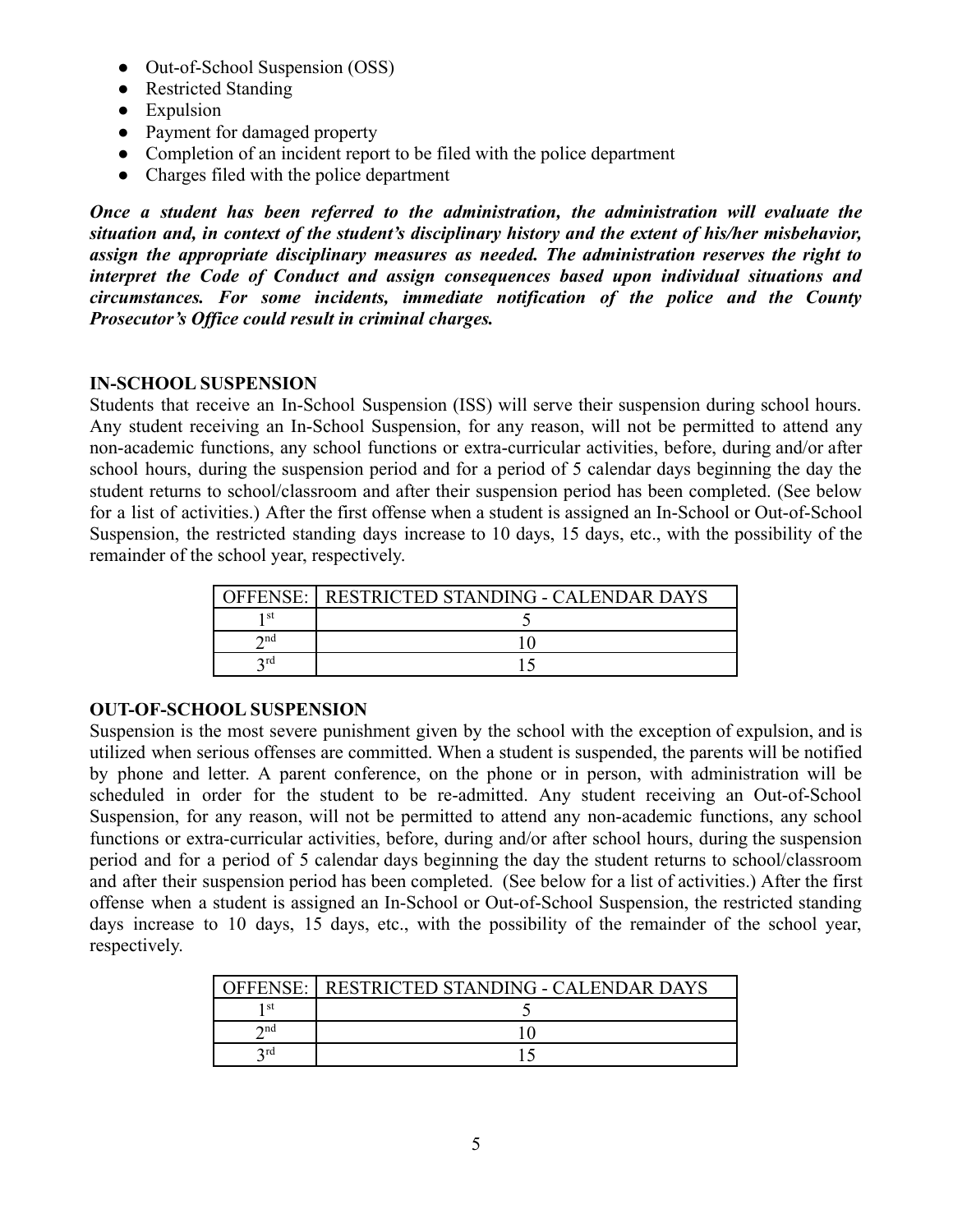- Out-of-School Suspension (OSS)
- Restricted Standing
- Expulsion
- Payment for damaged property
- Completion of an incident report to be filed with the police department
- Charges filed with the police department

***Once a student has been referred to the administration, the administration will evaluate the situation and, in context of the student's disciplinary history and the extent of his/her misbehavior, assign the appropriate disciplinary measures as needed. The administration reserves the right to interpret the Code of Conduct and assign consequences based upon individual situations and circumstances. For some incidents, immediate notification of the police and the County Prosecutor's Office could result in criminal charges.***

**IN-SCHOOL SUSPENSION**

Students that receive an In-School Suspension (ISS) will serve their suspension during school hours. Any student receiving an In-School Suspension, for any reason, will not be permitted to attend any non-academic functions, any school functions or extra-curricular activities, before, during and/or after school hours, during the suspension period and for a period of 5 calendar days beginning the day the student returns to school/classroom and after their suspension period has been completed. (See below for a list of activities.) After the first offense when a student is assigned an In-School or Out-of-School Suspension, the restricted standing days increase to 10 days, 15 days, etc., with the possibility of the remainder of the school year, respectively.

| OFFENSE: | RESTRICTED STANDING - CALENDAR DAYS |
|---|---|
| 1st | 5 |
| 2nd | 10 |
| 3rd | 15 |

**OUT-OF-SCHOOL SUSPENSION**

Suspension is the most severe punishment given by the school with the exception of expulsion, and is utilized when serious offenses are committed. When a student is suspended, the parents will be notified by phone and letter. A parent conference, on the phone or in person, with administration will be scheduled in order for the student to be re-admitted. Any student receiving an Out-of-School Suspension, for any reason, will not be permitted to attend any non-academic functions, any school functions or extra-curricular activities, before, during and/or after school hours, during the suspension period and for a period of 5 calendar days beginning the day the student returns to school/classroom and after their suspension period has been completed. (See below for a list of activities.) After the first offense when a student is assigned an In-School or Out-of-School Suspension, the restricted standing days increase to 10 days, 15 days, etc., with the possibility of the remainder of the school year, respectively.

| OFFENSE: | RESTRICTED STANDING - CALENDAR DAYS |
|---|---|
| 1st | 5 |
| 2nd | 10 |
| 3rd | 15 |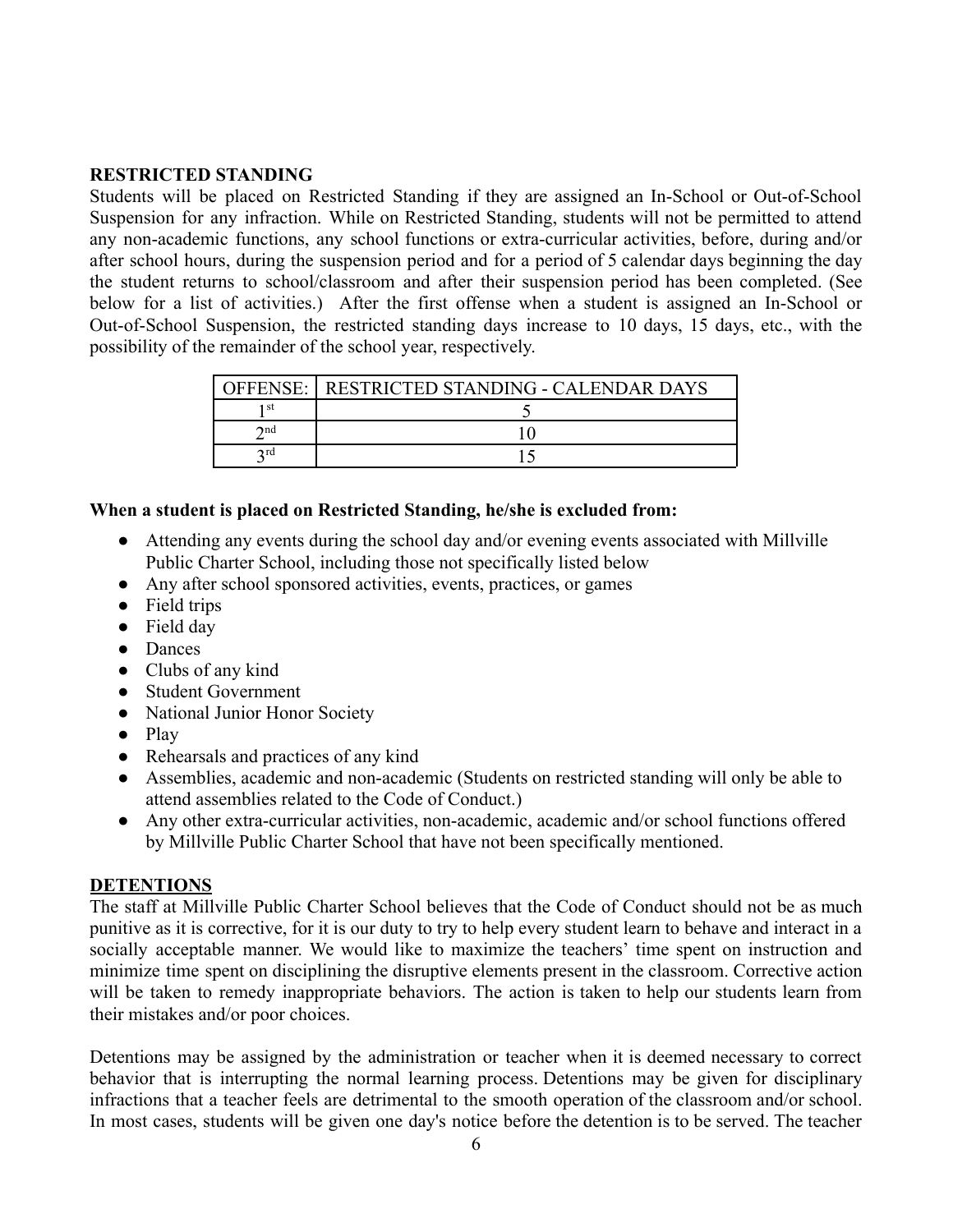## RESTRICTED STANDING

Students will be placed on Restricted Standing if they are assigned an In-School or Out-of-School Suspension for any infraction. While on Restricted Standing, students will not be permitted to attend any non-academic functions, any school functions or extra-curricular activities, before, during and/or after school hours, during the suspension period and for a period of 5 calendar days beginning the day the student returns to school/classroom and after their suspension period has been completed. (See below for a list of activities.) After the first offense when a student is assigned an In-School or Out-of-School Suspension, the restricted standing days increase to 10 days, 15 days, etc., with the possibility of the remainder of the school year, respectively.

| OFFENSE: | RESTRICTED STANDING - CALENDAR DAYS |
|---|---|
| 1st | 5 |
| 2nd | 10 |
| 3rd | 15 |

**When a student is placed on Restricted Standing, he/she is excluded from:**

- Attending any events during the school day and/or evening events associated with Millville Public Charter School, including those not specifically listed below
- Any after school sponsored activities, events, practices, or games
- Field trips
- Field day
- Dances
- Clubs of any kind
- Student Government
- National Junior Honor Society
- Play
- Rehearsals and practices of any kind
- Assemblies, academic and non-academic (Students on restricted standing will only be able to attend assemblies related to the Code of Conduct.)
- Any other extra-curricular activities, non-academic, academic and/or school functions offered by Millville Public Charter School that have not been specifically mentioned.

## DETENTIONS

The staff at Millville Public Charter School believes that the Code of Conduct should not be as much punitive as it is corrective, for it is our duty to try to help every student learn to behave and interact in a socially acceptable manner. We would like to maximize the teachers' time spent on instruction and minimize time spent on disciplining the disruptive elements present in the classroom. Corrective action will be taken to remedy inappropriate behaviors. The action is taken to help our students learn from their mistakes and/or poor choices.

Detentions may be assigned by the administration or teacher when it is deemed necessary to correct behavior that is interrupting the normal learning process. Detentions may be given for disciplinary infractions that a teacher feels are detrimental to the smooth operation of the classroom and/or school. In most cases, students will be given one day's notice before the detention is to be served. The teacher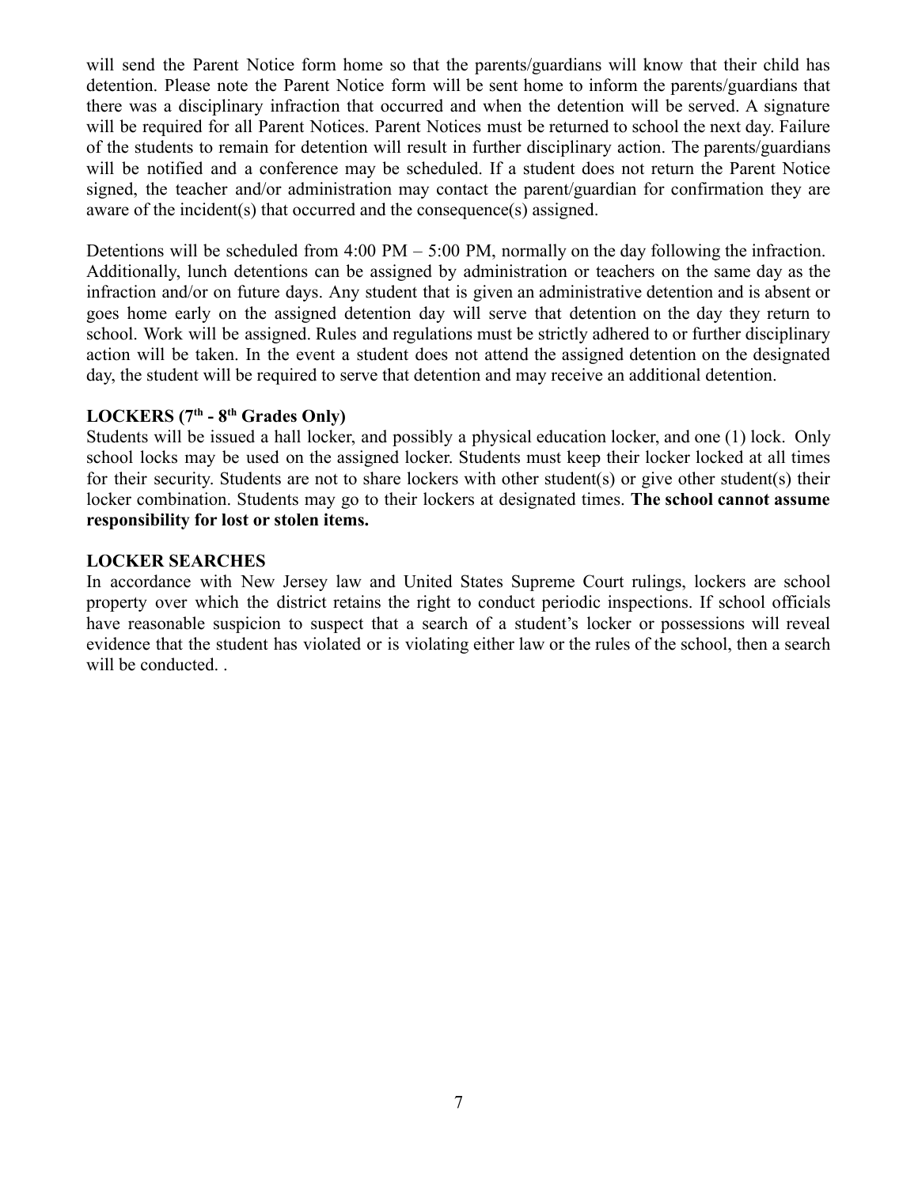will send the Parent Notice form home so that the parents/guardians will know that their child has detention. Please note the Parent Notice form will be sent home to inform the parents/guardians that there was a disciplinary infraction that occurred and when the detention will be served. A signature will be required for all Parent Notices. Parent Notices must be returned to school the next day. Failure of the students to remain for detention will result in further disciplinary action. The parents/guardians will be notified and a conference may be scheduled. If a student does not return the Parent Notice signed, the teacher and/or administration may contact the parent/guardian for confirmation they are aware of the incident(s) that occurred and the consequence(s) assigned.

Detentions will be scheduled from 4:00 PM – 5:00 PM, normally on the day following the infraction. Additionally, lunch detentions can be assigned by administration or teachers on the same day as the infraction and/or on future days. Any student that is given an administrative detention and is absent or goes home early on the assigned detention day will serve that detention on the day they return to school. Work will be assigned. Rules and regulations must be strictly adhered to or further disciplinary action will be taken. In the event a student does not attend the assigned detention on the designated day, the student will be required to serve that detention and may receive an additional detention.

**LOCKERS (7th - 8th Grades Only)**

Students will be issued a hall locker, and possibly a physical education locker, and one (1) lock. Only school locks may be used on the assigned locker. Students must keep their locker locked at all times for their security. Students are not to share lockers with other student(s) or give other student(s) their locker combination. Students may go to their lockers at designated times. **The school cannot assume responsibility for lost or stolen items.**

**LOCKER SEARCHES**

In accordance with New Jersey law and United States Supreme Court rulings, lockers are school property over which the district retains the right to conduct periodic inspections. If school officials have reasonable suspicion to suspect that a search of a student's locker or possessions will reveal evidence that the student has violated or is violating either law or the rules of the school, then a search will be conducted. .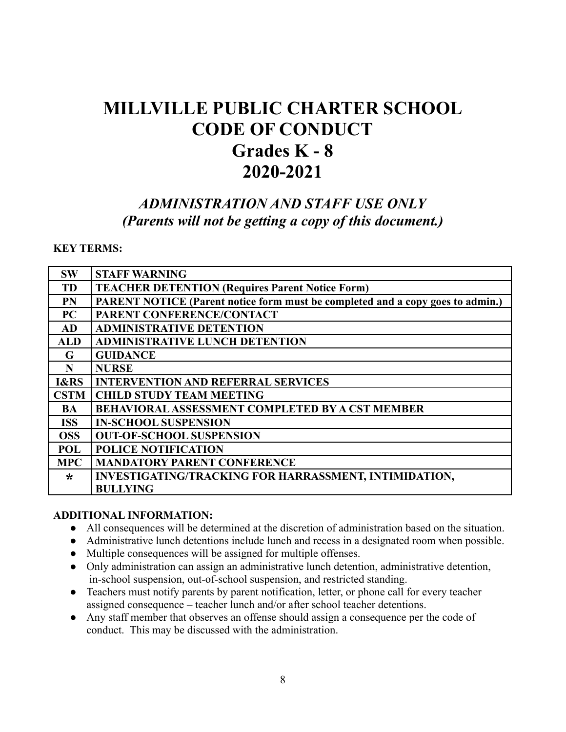# MILLVILLE PUBLIC CHARTER SCHOOL
# CODE OF CONDUCT
# Grades K - 8
# 2020-2021

## *ADMINISTRATION AND STAFF USE ONLY*
## *(Parents will not be getting a copy of this document.)*

**KEY TERMS:**

| | |
|---|---|
| **SW** | **STAFF WARNING** |
| **TD** | **TEACHER DETENTION (Requires Parent Notice Form)** |
| **PN** | **PARENT NOTICE (Parent notice form must be completed and a copy goes to admin.)** |
| **PC** | **PARENT CONFERENCE/CONTACT** |
| **AD** | **ADMINISTRATIVE DETENTION** |
| **ALD** | **ADMINISTRATIVE LUNCH DETENTION** |
| **G** | **GUIDANCE** |
| **N** | **NURSE** |
| **I&RS** | **INTERVENTION AND REFERRAL SERVICES** |
| **CSTM** | **CHILD STUDY TEAM MEETING** |
| **BA** | **BEHAVIORAL ASSESSMENT COMPLETED BY A CST MEMBER** |
| **ISS** | **IN-SCHOOL SUSPENSION** |
| **OSS** | **OUT-OF-SCHOOL SUSPENSION** |
| **POL** | **POLICE NOTIFICATION** |
| **MPC** | **MANDATORY PARENT CONFERENCE** |
| **\*** | **INVESTIGATING/TRACKING FOR HARRASSMENT, INTIMIDATION, BULLYING** |

**ADDITIONAL INFORMATION:**

- All consequences will be determined at the discretion of administration based on the situation.
- Administrative lunch detentions include lunch and recess in a designated room when possible.
- Multiple consequences will be assigned for multiple offenses.
- Only administration can assign an administrative lunch detention, administrative detention, in-school suspension, out-of-school suspension, and restricted standing.
- Teachers must notify parents by parent notification, letter, or phone call for every teacher assigned consequence – teacher lunch and/or after school teacher detentions.
- Any staff member that observes an offense should assign a consequence per the code of conduct. This may be discussed with the administration.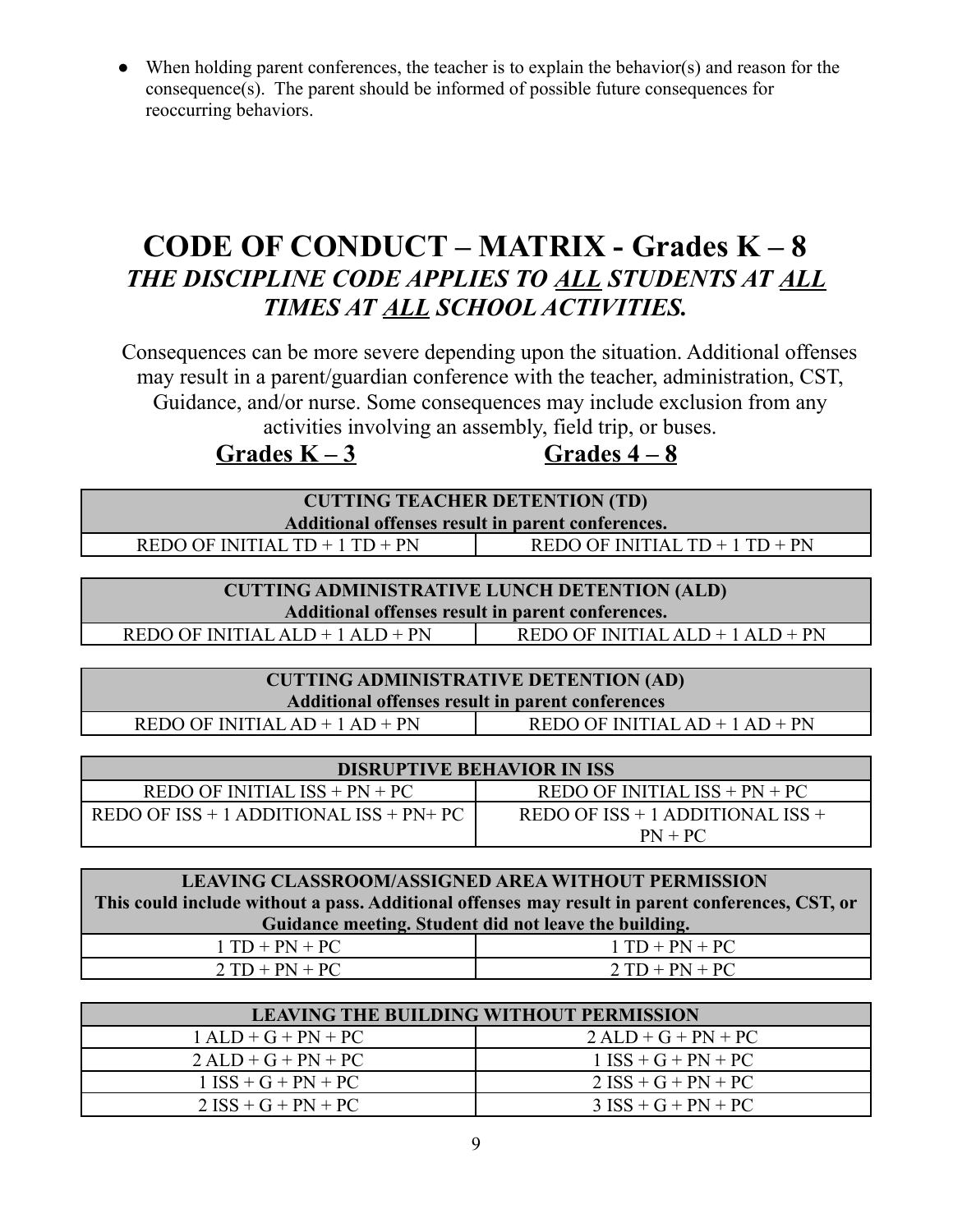- When holding parent conferences, the teacher is to explain the behavior(s) and reason for the consequence(s). The parent should be informed of possible future consequences for reoccurring behaviors.

# CODE OF CONDUCT – MATRIX - Grades K – 8

## *THE DISCIPLINE CODE APPLIES TO ALL STUDENTS AT ALL TIMES AT ALL SCHOOL ACTIVITIES.*

Consequences can be more severe depending upon the situation. Additional offenses may result in a parent/guardian conference with the teacher, administration, CST, Guidance, and/or nurse. Some consequences may include exclusion from any activities involving an assembly, field trip, or buses.

| Grades K – 3 | Grades 4 – 8 |
|---|---|
| **CUTTING TEACHER DETENTION (TD)<br>Additional offenses result in parent conferences.** | |
| REDO OF INITIAL TD + 1 TD + PN | REDO OF INITIAL TD + 1 TD + PN |

| Grades K – 3 | Grades 4 – 8 |
|---|---|
| **CUTTING ADMINISTRATIVE LUNCH DETENTION (ALD)<br>Additional offenses result in parent conferences.** | |
| REDO OF INITIAL ALD + 1 ALD + PN | REDO OF INITIAL ALD + 1 ALD + PN |

| Grades K – 3 | Grades 4 – 8 |
|---|---|
| **CUTTING ADMINISTRATIVE DETENTION (AD)<br>Additional offenses result in parent conferences** | |
| REDO OF INITIAL AD + 1 AD + PN | REDO OF INITIAL AD + 1 AD + PN |

| Grades K – 3 | Grades 4 – 8 |
|---|---|
| **DISRUPTIVE BEHAVIOR IN ISS** | |
| REDO OF INITIAL ISS + PN + PC | REDO OF INITIAL ISS + PN + PC |
| REDO OF ISS + 1 ADDITIONAL ISS + PN+ PC | REDO OF ISS + 1 ADDITIONAL ISS + PN + PC |

| Grades K – 3 | Grades 4 – 8 |
|---|---|
| **LEAVING CLASSROOM/ASSIGNED AREA WITHOUT PERMISSION<br>This could include without a pass. Additional offenses may result in parent conferences, CST, or Guidance meeting. Student did not leave the building.** | |
| 1 TD + PN + PC | 1 TD + PN + PC |
| 2 TD + PN + PC | 2 TD + PN + PC |

| Grades K – 3 | Grades 4 – 8 |
|---|---|
| **LEAVING THE BUILDING WITHOUT PERMISSION** | |
| 1 ALD + G + PN + PC | 2 ALD + G + PN + PC |
| 2 ALD + G + PN + PC | 1 ISS + G + PN + PC |
| 1 ISS + G + PN + PC | 2 ISS + G + PN + PC |
| 2 ISS + G + PN + PC | 3 ISS + G + PN + PC |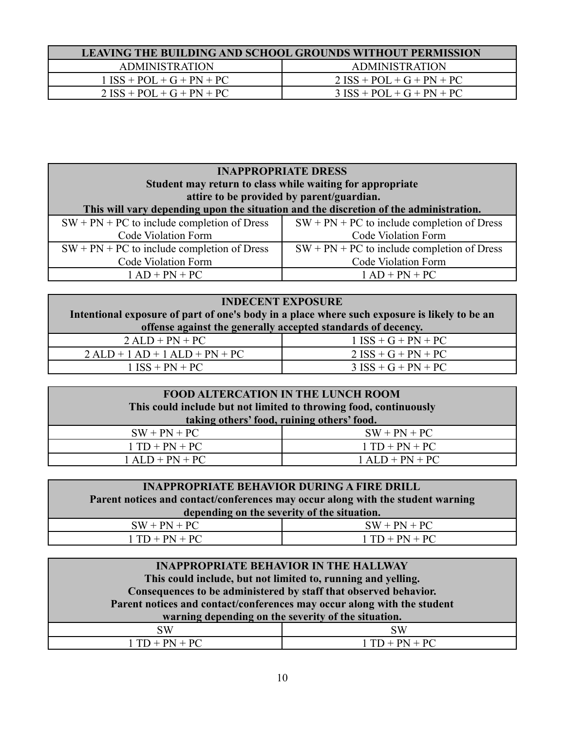| LEAVING THE BUILDING AND SCHOOL GROUNDS WITHOUT PERMISSION | |
|---|---|
| ADMINISTRATION | ADMINISTRATION |
| 1 ISS + POL + G + PN + PC | 2 ISS + POL + G + PN + PC |
| 2 ISS + POL + G + PN + PC | 3 ISS + POL + G + PN + PC |

| INAPPROPRIATE DRESS<br>Student may return to class while waiting for appropriate attire to be provided by parent/guardian.<br>This will vary depending upon the situation and the discretion of the administration. | |
|---|---|
| SW + PN + PC to include completion of Dress Code Violation Form | SW + PN + PC to include completion of Dress Code Violation Form |
| SW + PN + PC to include completion of Dress Code Violation Form | SW + PN + PC to include completion of Dress Code Violation Form |
| 1 AD + PN + PC | 1 AD + PN + PC |

| INDECENT EXPOSURE<br>Intentional exposure of part of one's body in a place where such exposure is likely to be an offense against the generally accepted standards of decency. | |
|---|---|
| 2 ALD + PN + PC | 1 ISS + G + PN + PC |
| 2 ALD + 1 AD + 1 ALD + PN + PC | 2 ISS + G + PN + PC |
| 1 ISS + PN + PC | 3 ISS + G + PN + PC |

| FOOD ALTERCATION IN THE LUNCH ROOM<br>This could include but not limited to throwing food, continuously taking others' food, ruining others' food. | |
|---|---|
| SW + PN + PC | SW + PN + PC |
| 1 TD + PN + PC | 1 TD + PN + PC |
| 1 ALD + PN + PC | 1 ALD + PN + PC |

| INAPPROPRIATE BEHAVIOR DURING A FIRE DRILL<br>Parent notices and contact/conferences may occur along with the student warning depending on the severity of the situation. | |
|---|---|
| SW + PN + PC | SW + PN + PC |
| 1 TD + PN + PC | 1 TD + PN + PC |

| INAPPROPRIATE BEHAVIOR IN THE HALLWAY<br>This could include, but not limited to, running and yelling.<br>Consequences to be administered by staff that observed behavior.<br>Parent notices and contact/conferences may occur along with the student warning depending on the severity of the situation. | |
|---|---|
| SW | SW |
| 1 TD + PN + PC | 1 TD + PN + PC |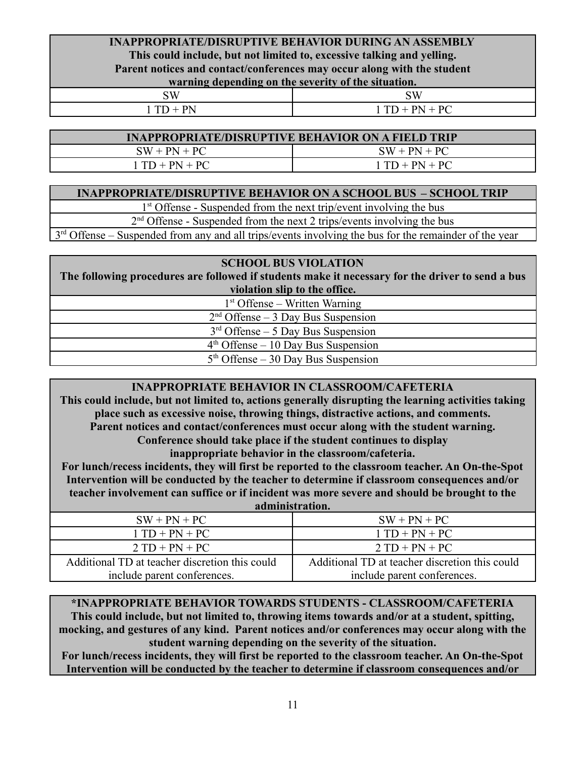| INAPPROPRIATE/DISRUPTIVE BEHAVIOR DURING AN ASSEMBLY<br>This could include, but not limited to, excessive talking and yelling.<br>Parent notices and contact/conferences may occur along with the student warning depending on the severity of the situation. | |
|---|---|
| SW | SW |
| 1 TD + PN | 1 TD + PN + PC |

| INAPPROPRIATE/DISRUPTIVE BEHAVIOR ON A FIELD TRIP | |
|---|---|
| SW + PN + PC | SW + PN + PC |
| 1 TD + PN + PC | 1 TD + PN + PC |

| INAPPROPRIATE/DISRUPTIVE BEHAVIOR ON A SCHOOL BUS – SCHOOL TRIP |
|---|
| 1st Offense - Suspended from the next trip/event involving the bus |
| 2nd Offense - Suspended from the next 2 trips/events involving the bus |
| 3rd Offense – Suspended from any and all trips/events involving the bus for the remainder of the year |

| SCHOOL BUS VIOLATION<br>The following procedures are followed if students make it necessary for the driver to send a bus violation slip to the office. |
|---|
| 1st Offense – Written Warning |
| 2nd Offense – 3 Day Bus Suspension |
| 3rd Offense – 5 Day Bus Suspension |
| 4th Offense – 10 Day Bus Suspension |
| 5th Offense – 30 Day Bus Suspension |

| INAPPROPRIATE BEHAVIOR IN CLASSROOM/CAFETERIA<br>This could include, but not limited to, actions generally disrupting the learning activities taking place such as excessive noise, throwing things, distractive actions, and comments.<br>Parent notices and contact/conferences must occur along with the student warning.<br>Conference should take place if the student continues to display inappropriate behavior in the classroom/cafeteria.<br>For lunch/recess incidents, they will first be reported to the classroom teacher. An On-the-Spot Intervention will be conducted by the teacher to determine if classroom consequences and/or teacher involvement can suffice or if incident was more severe and should be brought to the administration. | |
|---|---|
| SW + PN + PC | SW + PN + PC |
| 1 TD + PN + PC | 1 TD + PN + PC |
| 2 TD + PN + PC | 2 TD + PN + PC |
| Additional TD at teacher discretion this could include parent conferences. | Additional TD at teacher discretion this could include parent conferences. |

| *INAPPROPRIATE BEHAVIOR TOWARDS STUDENTS - CLASSROOM/CAFETERIA<br>This could include, but not limited to, throwing items towards and/or at a student, spitting, mocking, and gestures of any kind. Parent notices and/or conferences may occur along with the student warning depending on the severity of the situation.<br>For lunch/recess incidents, they will first be reported to the classroom teacher. An On-the-Spot Intervention will be conducted by the teacher to determine if classroom consequences and/or |
|---|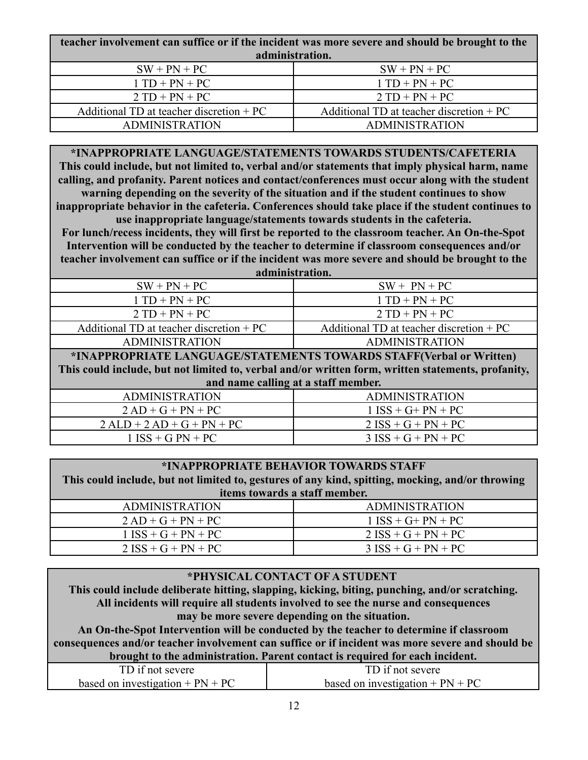| teacher involvement can suffice or if the incident was more severe and should be brought to the administration. | |
|---|---|
| SW + PN + PC | SW + PN + PC |
| 1 TD + PN + PC | 1 TD + PN + PC |
| 2 TD + PN + PC | 2 TD + PN + PC |
| Additional TD at teacher discretion + PC | Additional TD at teacher discretion + PC |
| ADMINISTRATION | ADMINISTRATION |

| **\*INAPPROPRIATE LANGUAGE/STATEMENTS TOWARDS STUDENTS/CAFETERIA** This could include, but not limited to, verbal and/or statements that imply physical harm, name calling, and profanity. Parent notices and contact/conferences must occur along with the student warning depending on the severity of the situation and if the student continues to show inappropriate behavior in the cafeteria. Conferences should take place if the student continues to use inappropriate language/statements towards students in the cafeteria. For lunch/recess incidents, they will first be reported to the classroom teacher. An On-the-Spot Intervention will be conducted by the teacher to determine if classroom consequences and/or teacher involvement can suffice or if the incident was more severe and should be brought to the administration. | |
|---|---|
| SW + PN + PC | SW + PN + PC |
| 1 TD + PN + PC | 1 TD + PN + PC |
| 2 TD + PN + PC | 2 TD + PN + PC |
| Additional TD at teacher discretion + PC | Additional TD at teacher discretion + PC |
| ADMINISTRATION | ADMINISTRATION |
| **\*INAPPROPRIATE LANGUAGE/STATEMENTS TOWARDS STAFF(Verbal or Written)** This could include, but not limited to, verbal and/or written form, written statements, profanity, and name calling at a staff member. | |
| ADMINISTRATION | ADMINISTRATION |
| 2 AD + G + PN + PC | 1 ISS + G+ PN + PC |
| 2 ALD + 2 AD + G + PN + PC | 2 ISS + G + PN + PC |
| 1 ISS + G PN + PC | 3 ISS + G + PN + PC |

| **\*INAPPROPRIATE BEHAVIOR TOWARDS STAFF** This could include, but not limited to, gestures of any kind, spitting, mocking, and/or throwing items towards a staff member. | |
|---|---|
| ADMINISTRATION | ADMINISTRATION |
| 2 AD + G + PN + PC | 1 ISS + G+ PN + PC |
| 1 ISS + G + PN + PC | 2 ISS + G + PN + PC |
| 2 ISS + G + PN + PC | 3 ISS + G + PN + PC |

| **\*PHYSICAL CONTACT OF A STUDENT** This could include deliberate hitting, slapping, kicking, biting, punching, and/or scratching. All incidents will require all students involved to see the nurse and consequences may be more severe depending on the situation. An On-the-Spot Intervention will be conducted by the teacher to determine if classroom consequences and/or teacher involvement can suffice or if incident was more severe and should be brought to the administration. Parent contact is required for each incident. | |
|---|---|
| TD if not severe based on investigation + PN + PC | TD if not severe based on investigation + PN + PC |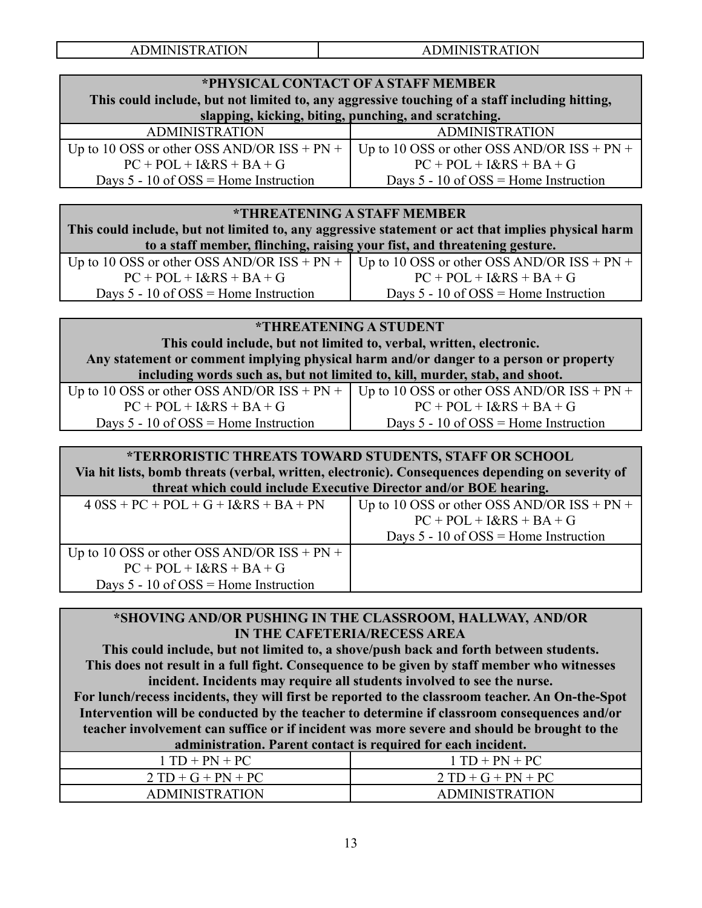| ADMINISTRATION | ADMINISTRATION |
|---|---|

| **\*PHYSICAL CONTACT OF A STAFF MEMBER**<br>**This could include, but not limited to, any aggressive touching of a staff including hitting, slapping, kicking, biting, punching, and scratching.** | |
|---|---|
| ADMINISTRATION | ADMINISTRATION |
| Up to 10 OSS or other OSS AND/OR ISS + PN + PC + POL + I&RS + BA + G<br>Days 5 - 10 of OSS = Home Instruction | Up to 10 OSS or other OSS AND/OR ISS + PN + PC + POL + I&RS + BA + G<br>Days 5 - 10 of OSS = Home Instruction |

| **\*THREATENING A STAFF MEMBER**<br>**This could include, but not limited to, any aggressive statement or act that implies physical harm to a staff member, flinching, raising your fist, and threatening gesture.** | |
|---|---|
| Up to 10 OSS or other OSS AND/OR ISS + PN + PC + POL + I&RS + BA + G<br>Days 5 - 10 of OSS = Home Instruction | Up to 10 OSS or other OSS AND/OR ISS + PN + PC + POL + I&RS + BA + G<br>Days 5 - 10 of OSS = Home Instruction |

| **\*THREATENING A STUDENT**<br>**This could include, but not limited to, verbal, written, electronic.**<br>**Any statement or comment implying physical harm and/or danger to a person or property including words such as, but not limited to, kill, murder, stab, and shoot.** | |
|---|---|
| Up to 10 OSS or other OSS AND/OR ISS + PN + PC + POL + I&RS + BA + G<br>Days 5 - 10 of OSS = Home Instruction | Up to 10 OSS or other OSS AND/OR ISS + PN + PC + POL + I&RS + BA + G<br>Days 5 - 10 of OSS = Home Instruction |

| **\*TERRORISTIC THREATS TOWARD STUDENTS, STAFF OR SCHOOL**<br>**Via hit lists, bomb threats (verbal, written, electronic). Consequences depending on severity of threat which could include Executive Director and/or BOE hearing.** | |
|---|---|
| 4 0SS + PC + POL + G + I&RS + BA + PN | Up to 10 OSS or other OSS AND/OR ISS + PN + PC + POL + I&RS + BA + G<br>Days 5 - 10 of OSS = Home Instruction |
| Up to 10 OSS or other OSS AND/OR ISS + PN + PC + POL + I&RS + BA + G<br>Days 5 - 10 of OSS = Home Instruction | |

| **\*SHOVING AND/OR PUSHING IN THE CLASSROOM, HALLWAY, AND/OR IN THE CAFETERIA/RECESS AREA**<br>**This could include, but not limited to, a shove/push back and forth between students. This does not result in a full fight. Consequence to be given by staff member who witnesses incident. Incidents may require all students involved to see the nurse.**<br>**For lunch/recess incidents, they will first be reported to the classroom teacher. An On-the-Spot Intervention will be conducted by the teacher to determine if classroom consequences and/or teacher involvement can suffice or if incident was more severe and should be brought to the administration. Parent contact is required for each incident.** | |
|---|---|
| 1 TD + PN + PC | 1 TD + PN + PC |
| 2 TD + G + PN + PC | 2 TD + G + PN + PC |
| ADMINISTRATION | ADMINISTRATION |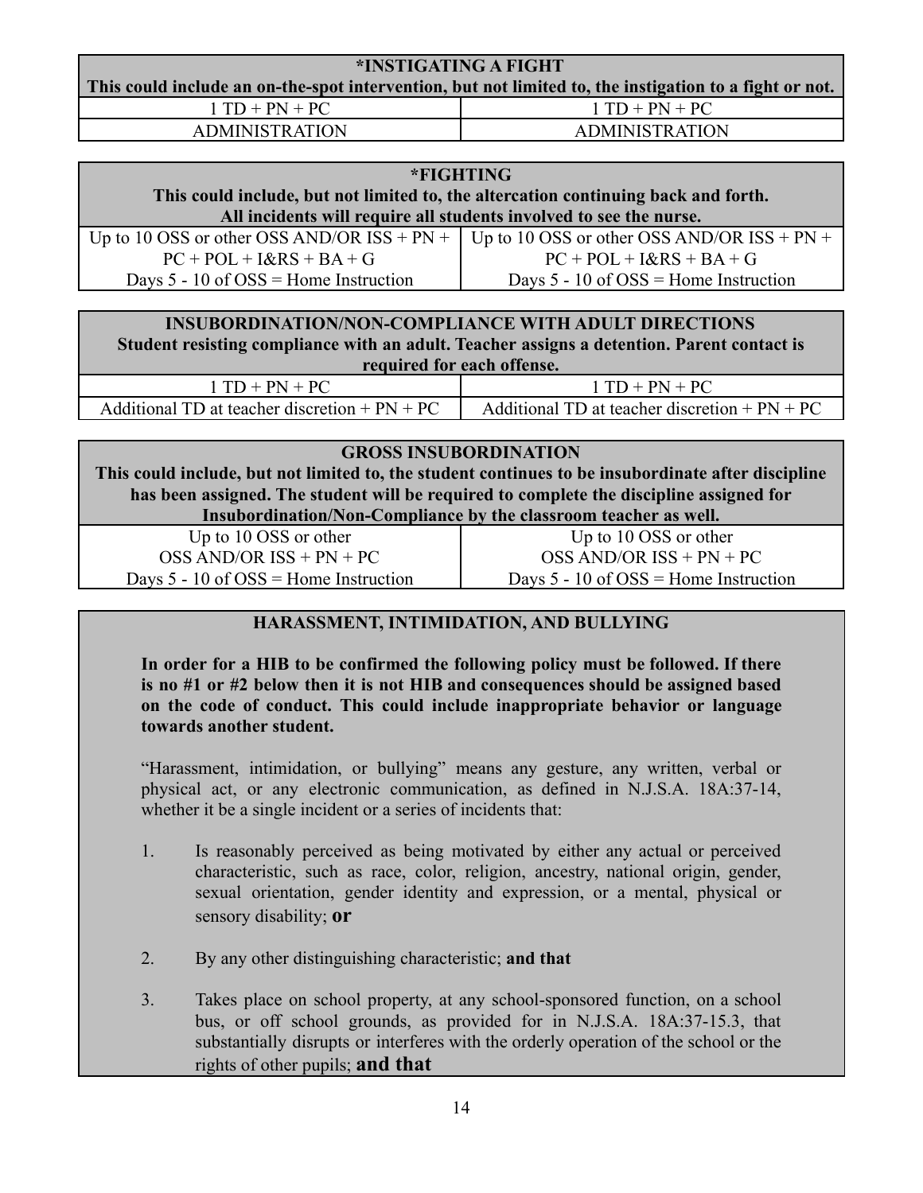| *INSTIGATING A FIGHT<br>This could include an on-the-spot intervention, but not limited to, the instigation to a fight or not. | |
|---|---|
| 1 TD + PN + PC | 1 TD + PN + PC |
| ADMINISTRATION | ADMINISTRATION |

| *FIGHTING<br>This could include, but not limited to, the altercation continuing back and forth.<br>All incidents will require all students involved to see the nurse. | |
|---|---|
| Up to 10 OSS or other OSS AND/OR ISS + PN + PC + POL + I&RS + BA + G | Up to 10 OSS or other OSS AND/OR ISS + PN + PC + POL + I&RS + BA + G |
| Days 5 - 10 of OSS = Home Instruction | Days 5 - 10 of OSS = Home Instruction |

| INSUBORDINATION/NON-COMPLIANCE WITH ADULT DIRECTIONS<br>Student resisting compliance with an adult. Teacher assigns a detention. Parent contact is required for each offense. | |
|---|---|
| 1 TD + PN + PC | 1 TD + PN + PC |
| Additional TD at teacher discretion + PN + PC | Additional TD at teacher discretion + PN + PC |

| GROSS INSUBORDINATION<br>This could include, but not limited to, the student continues to be insubordinate after discipline has been assigned. The student will be required to complete the discipline assigned for Insubordination/Non-Compliance by the classroom teacher as well. | |
|---|---|
| Up to 10 OSS or other OSS AND/OR ISS + PN + PC | Up to 10 OSS or other OSS AND/OR ISS + PN + PC |
| Days 5 - 10 of OSS = Home Instruction | Days 5 - 10 of OSS = Home Instruction |

**HARASSMENT, INTIMIDATION, AND BULLYING**

**In order for a HIB to be confirmed the following policy must be followed. If there is no #1 or #2 below then it is not HIB and consequences should be assigned based on the code of conduct. This could include inappropriate behavior or language towards another student.**

"Harassment, intimidation, or bullying" means any gesture, any written, verbal or physical act, or any electronic communication, as defined in N.J.S.A. 18A:37-14, whether it be a single incident or a series of incidents that:

1. Is reasonably perceived as being motivated by either any actual or perceived characteristic, such as race, color, religion, ancestry, national origin, gender, sexual orientation, gender identity and expression, or a mental, physical or sensory disability; **or**
2. By any other distinguishing characteristic; **and that**
3. Takes place on school property, at any school-sponsored function, on a school bus, or off school grounds, as provided for in N.J.S.A. 18A:37-15.3, that substantially disrupts or interferes with the orderly operation of the school or the rights of other pupils; **and that**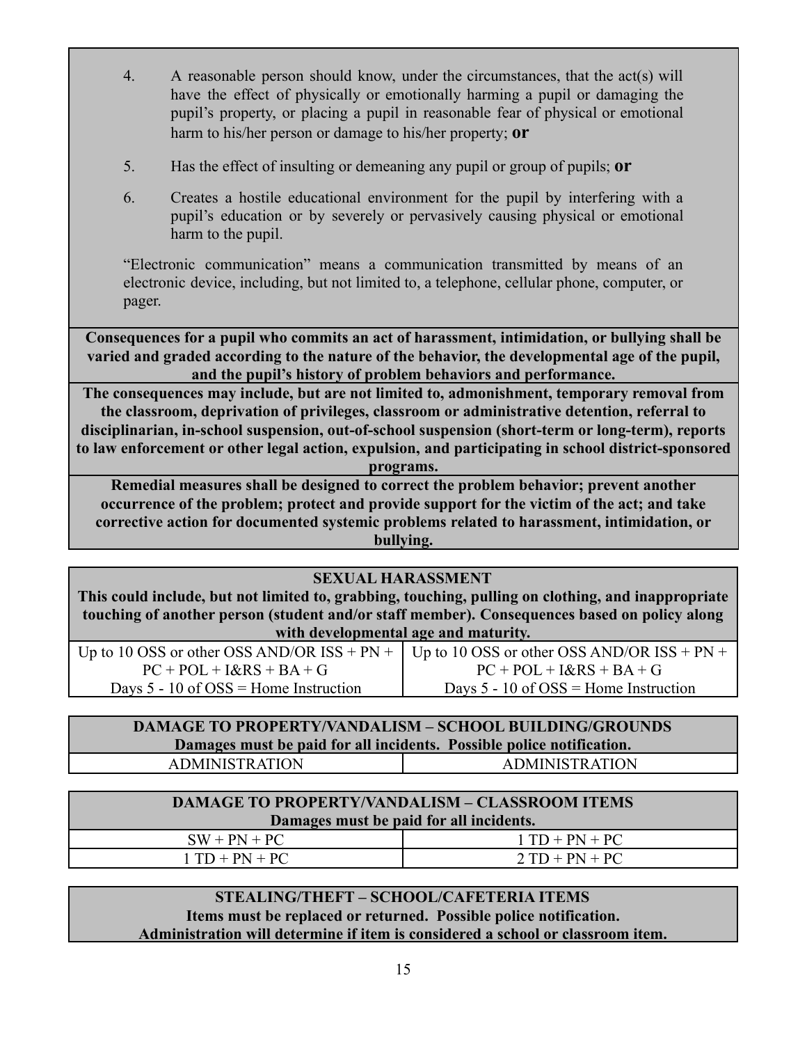4. A reasonable person should know, under the circumstances, that the act(s) will have the effect of physically or emotionally harming a pupil or damaging the pupil's property, or placing a pupil in reasonable fear of physical or emotional harm to his/her person or damage to his/her property; **or**

5. Has the effect of insulting or demeaning any pupil or group of pupils; **or**

6. Creates a hostile educational environment for the pupil by interfering with a pupil's education or by severely or pervasively causing physical or emotional harm to the pupil.

"Electronic communication" means a communication transmitted by means of an electronic device, including, but not limited to, a telephone, cellular phone, computer, or pager.

**Consequences for a pupil who commits an act of harassment, intimidation, or bullying shall be varied and graded according to the nature of the behavior, the developmental age of the pupil, and the pupil's history of problem behaviors and performance.**

**The consequences may include, but are not limited to, admonishment, temporary removal from the classroom, deprivation of privileges, classroom or administrative detention, referral to disciplinarian, in-school suspension, out-of-school suspension (short-term or long-term), reports to law enforcement or other legal action, expulsion, and participating in school district-sponsored programs.**

**Remedial measures shall be designed to correct the problem behavior; prevent another occurrence of the problem; protect and provide support for the victim of the act; and take corrective action for documented systemic problems related to harassment, intimidation, or bullying.**

| **SEXUAL HARASSMENT**<br>**This could include, but not limited to, grabbing, touching, pulling on clothing, and inappropriate touching of another person (student and/or staff member). Consequences based on policy along with developmental age and maturity.** | |
|---|---|
| Up to 10 OSS or other OSS AND/OR ISS + PN + PC + POL + I&RS + BA + G<br>Days 5 - 10 of OSS = Home Instruction | Up to 10 OSS or other OSS AND/OR ISS + PN + PC + POL + I&RS + BA + G<br>Days 5 - 10 of OSS = Home Instruction |

| **DAMAGE TO PROPERTY/VANDALISM – SCHOOL BUILDING/GROUNDS**<br>**Damages must be paid for all incidents. Possible police notification.** | |
|---|---|
| ADMINISTRATION | ADMINISTRATION |

| **DAMAGE TO PROPERTY/VANDALISM – CLASSROOM ITEMS**<br>**Damages must be paid for all incidents.** | |
|---|---|
| SW + PN + PC | 1 TD + PN + PC |
| 1 TD + PN + PC | 2 TD + PN + PC |

| **STEALING/THEFT – SCHOOL/CAFETERIA ITEMS**<br>**Items must be replaced or returned. Possible police notification.**<br>**Administration will determine if item is considered a school or classroom item.** |
|---|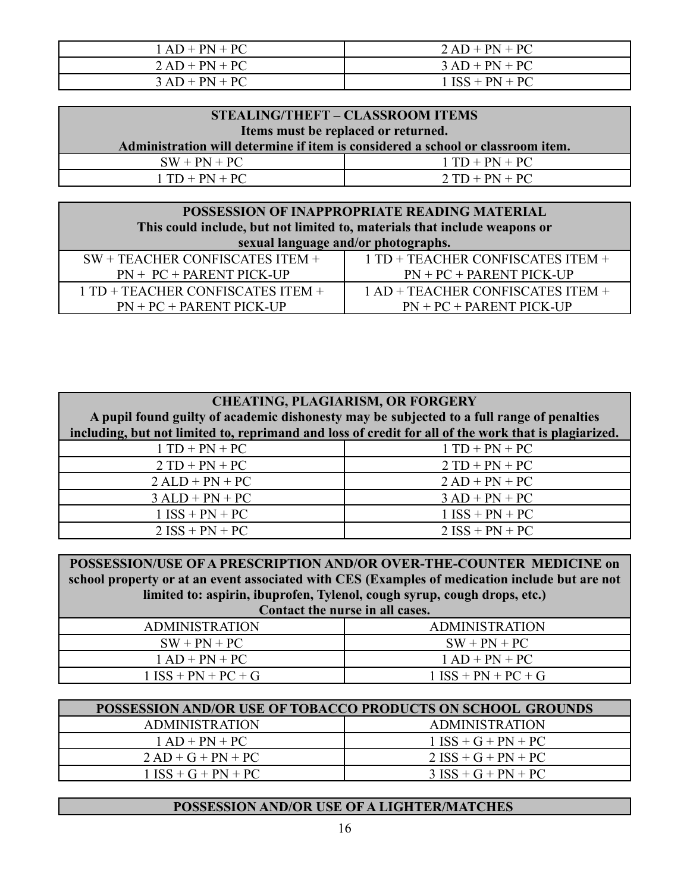| | |
|---|---|
| 1 AD + PN + PC | 2 AD + PN + PC |
| 2 AD + PN + PC | 3 AD + PN + PC |
| 3 AD + PN + PC | 1 ISS + PN + PC |

| **STEALING/THEFT – CLASSROOM ITEMS**<br>**Items must be replaced or returned.**<br>**Administration will determine if item is considered a school or classroom item.** | |
|---|---|
| SW + PN + PC | 1 TD + PN + PC |
| 1 TD + PN + PC | 2 TD + PN + PC |

| **POSSESSION OF INAPPROPRIATE READING MATERIAL**<br>**This could include, but not limited to, materials that include weapons or sexual language and/or photographs.** | |
|---|---|
| SW + TEACHER CONFISCATES ITEM + PN + PC + PARENT PICK-UP | 1 TD + TEACHER CONFISCATES ITEM + PN + PC + PARENT PICK-UP |
| 1 TD + TEACHER CONFISCATES ITEM + PN + PC + PARENT PICK-UP | 1 AD + TEACHER CONFISCATES ITEM + PN + PC + PARENT PICK-UP |

| **CHEATING, PLAGIARISM, OR FORGERY**<br>**A pupil found guilty of academic dishonesty may be subjected to a full range of penalties including, but not limited to, reprimand and loss of credit for all of the work that is plagiarized.** | |
|---|---|
| 1 TD + PN + PC | 1 TD + PN + PC |
| 2 TD + PN + PC | 2 TD + PN + PC |
| 2 ALD + PN + PC | 2 AD + PN + PC |
| 3 ALD + PN + PC | 3 AD + PN + PC |
| 1 ISS + PN + PC | 1 ISS + PN + PC |
| 2 ISS + PN + PC | 2 ISS + PN + PC |

| **POSSESSION/USE OF A PRESCRIPTION AND/OR OVER-THE-COUNTER MEDICINE on school property or at an event associated with CES (Examples of medication include but are not limited to: aspirin, ibuprofen, Tylenol, cough syrup, cough drops, etc.)**<br>**Contact the nurse in all cases.** | |
|---|---|
| ADMINISTRATION | ADMINISTRATION |
| SW + PN + PC | SW + PN + PC |
| 1 AD + PN + PC | 1 AD + PN + PC |
| 1 ISS + PN + PC + G | 1 ISS + PN + PC + G |

| **POSSESSION AND/OR USE OF TOBACCO PRODUCTS ON SCHOOL GROUNDS** | |
|---|---|
| ADMINISTRATION | ADMINISTRATION |
| 1 AD + PN + PC | 1 ISS + G + PN + PC |
| 2 AD + G + PN + PC | 2 ISS + G + PN + PC |
| 1 ISS + G + PN + PC | 3 ISS + G + PN + PC |

| **POSSESSION AND/OR USE OF A LIGHTER/MATCHES** |
|---|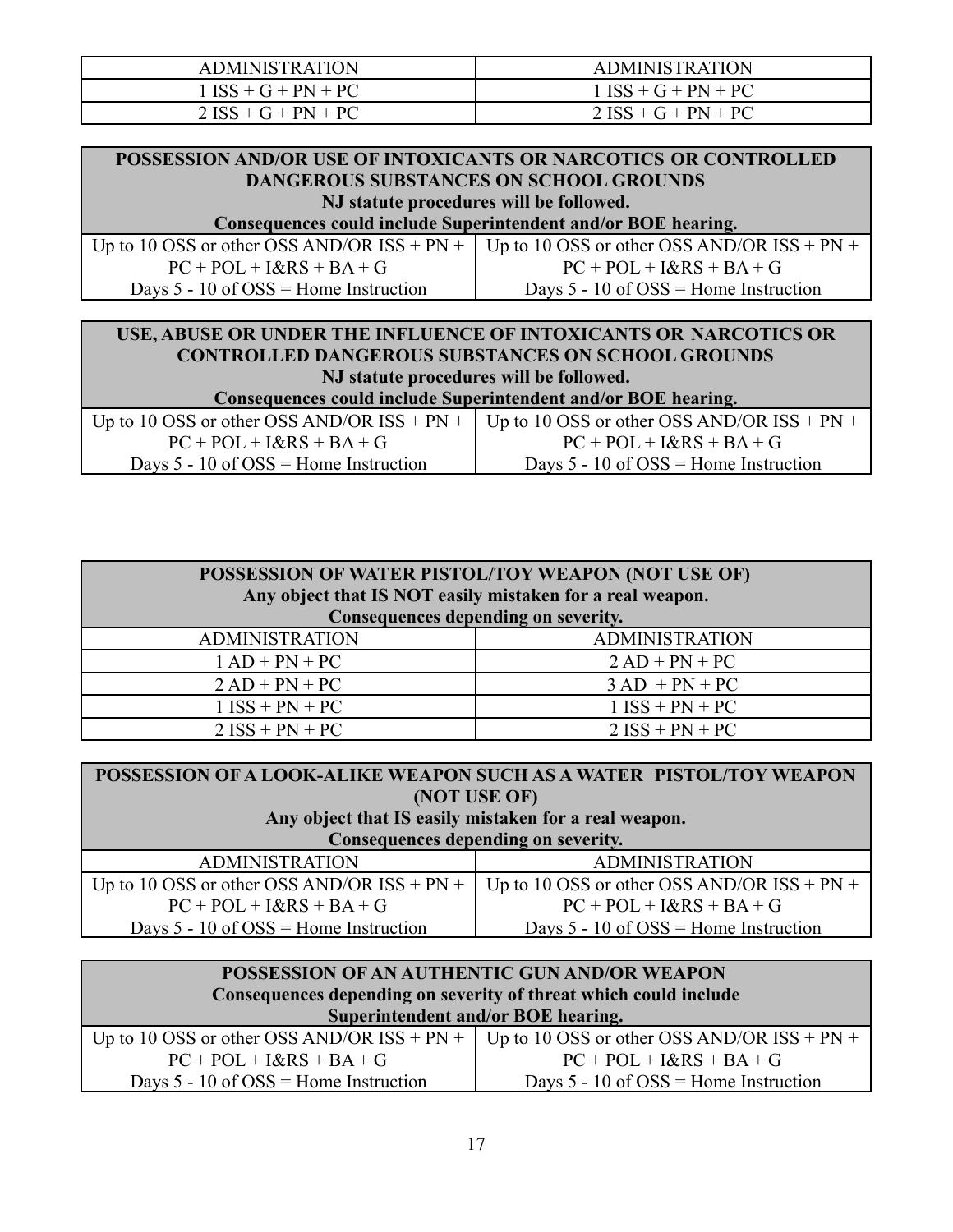| ADMINISTRATION | ADMINISTRATION |
|---|---|
| 1 ISS + G + PN + PC | 1 ISS + G + PN + PC |
| 2 ISS + G + PN + PC | 2 ISS + G + PN + PC |

| **POSSESSION AND/OR USE OF INTOXICANTS OR NARCOTICS OR CONTROLLED DANGEROUS SUBSTANCES ON SCHOOL GROUNDS**<br>**NJ statute procedures will be followed.**<br>**Consequences could include Superintendent and/or BOE hearing.** | |
|---|---|
| Up to 10 OSS or other OSS AND/OR ISS + PN + PC + POL + I&RS + BA + G<br>Days 5 - 10 of OSS = Home Instruction | Up to 10 OSS or other OSS AND/OR ISS + PN + PC + POL + I&RS + BA + G<br>Days 5 - 10 of OSS = Home Instruction |

| **USE, ABUSE OR UNDER THE INFLUENCE OF INTOXICANTS OR NARCOTICS OR CONTROLLED DANGEROUS SUBSTANCES ON SCHOOL GROUNDS**<br>**NJ statute procedures will be followed.**<br>**Consequences could include Superintendent and/or BOE hearing.** | |
|---|---|
| Up to 10 OSS or other OSS AND/OR ISS + PN + PC + POL + I&RS + BA + G<br>Days 5 - 10 of OSS = Home Instruction | Up to 10 OSS or other OSS AND/OR ISS + PN + PC + POL + I&RS + BA + G<br>Days 5 - 10 of OSS = Home Instruction |

| **POSSESSION OF WATER PISTOL/TOY WEAPON (NOT USE OF)**<br>**Any object that IS NOT easily mistaken for a real weapon.**<br>**Consequences depending on severity.** | |
|---|---|
| ADMINISTRATION | ADMINISTRATION |
| 1 AD + PN + PC | 2 AD + PN + PC |
| 2 AD + PN + PC | 3 AD + PN + PC |
| 1 ISS + PN + PC | 1 ISS + PN + PC |
| 2 ISS + PN + PC | 2 ISS + PN + PC |

| **POSSESSION OF A LOOK-ALIKE WEAPON SUCH AS A WATER PISTOL/TOY WEAPON (NOT USE OF)**<br>**Any object that IS easily mistaken for a real weapon.**<br>**Consequences depending on severity.** | |
|---|---|
| ADMINISTRATION | ADMINISTRATION |
| Up to 10 OSS or other OSS AND/OR ISS + PN + PC + POL + I&RS + BA + G<br>Days 5 - 10 of OSS = Home Instruction | Up to 10 OSS or other OSS AND/OR ISS + PN + PC + POL + I&RS + BA + G<br>Days 5 - 10 of OSS = Home Instruction |

| **POSSESSION OF AN AUTHENTIC GUN AND/OR WEAPON**<br>**Consequences depending on severity of threat which could include Superintendent and/or BOE hearing.** | |
|---|---|
| Up to 10 OSS or other OSS AND/OR ISS + PN + PC + POL + I&RS + BA + G<br>Days 5 - 10 of OSS = Home Instruction | Up to 10 OSS or other OSS AND/OR ISS + PN + PC + POL + I&RS + BA + G<br>Days 5 - 10 of OSS = Home Instruction |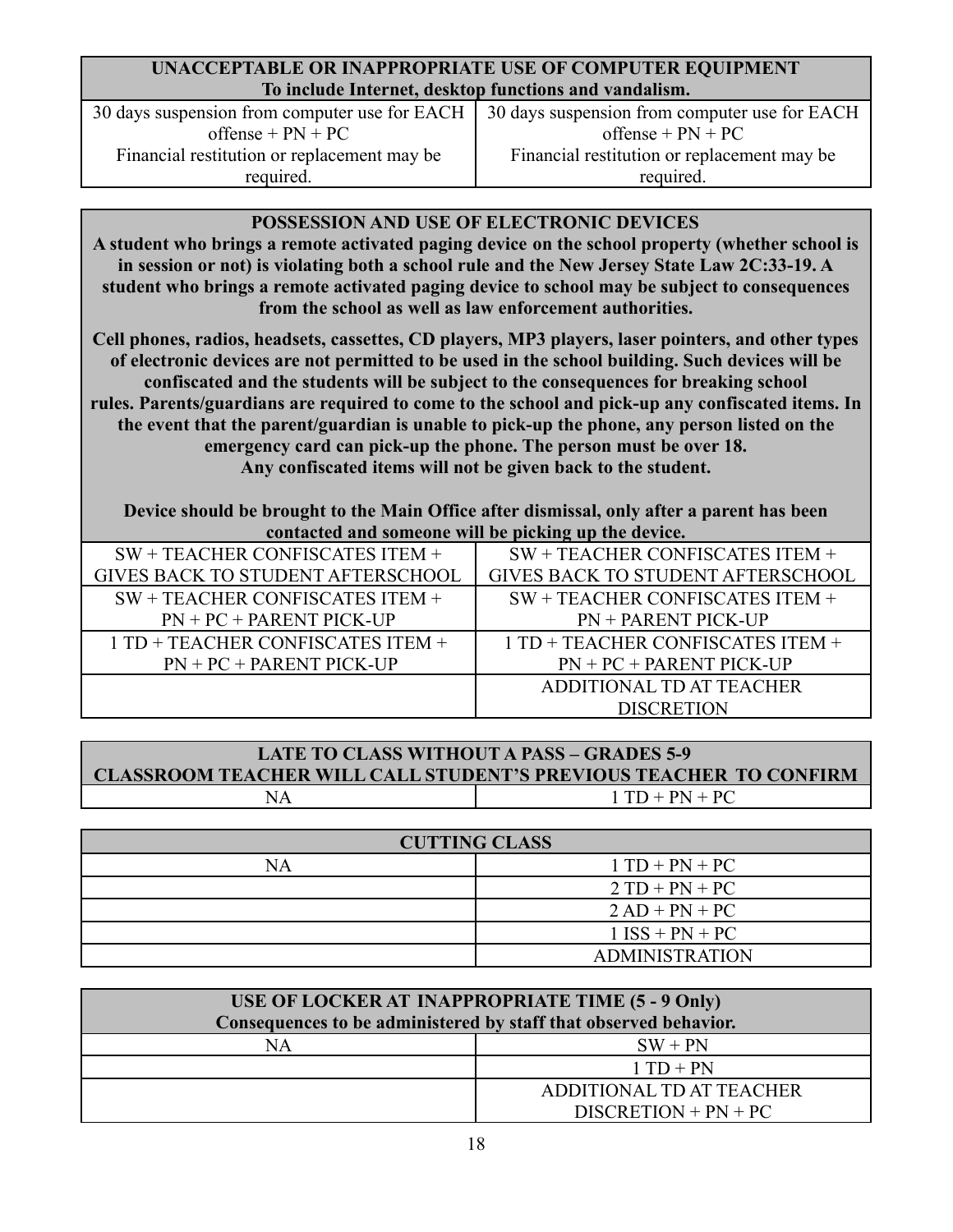| UNACCEPTABLE OR INAPPROPRIATE USE OF COMPUTER EQUIPMENT<br>To include Internet, desktop functions and vandalism. | |
|---|---|
| 30 days suspension from computer use for EACH offense + PN + PC<br>Financial restitution or replacement may be required. | 30 days suspension from computer use for EACH offense + PN + PC<br>Financial restitution or replacement may be required. |

| POSSESSION AND USE OF ELECTRONIC DEVICES<br>A student who brings a remote activated paging device on the school property (whether school is in session or not) is violating both a school rule and the New Jersey State Law 2C:33-19. A student who brings a remote activated paging device to school may be subject to consequences from the school as well as law enforcement authorities.<br>Cell phones, radios, headsets, cassettes, CD players, MP3 players, laser pointers, and other types of electronic devices are not permitted to be used in the school building. Such devices will be confiscated and the students will be subject to the consequences for breaking school rules. Parents/guardians are required to come to the school and pick-up any confiscated items. In the event that the parent/guardian is unable to pick-up the phone, any person listed on the emergency card can pick-up the phone. The person must be over 18.<br>Any confiscated items will not be given back to the student.<br>Device should be brought to the Main Office after dismissal, only after a parent has been contacted and someone will be picking up the device. | |
|---|---|
| SW + TEACHER CONFISCATES ITEM + GIVES BACK TO STUDENT AFTERSCHOOL | SW + TEACHER CONFISCATES ITEM + GIVES BACK TO STUDENT AFTERSCHOOL |
| SW + TEACHER CONFISCATES ITEM + PN + PC + PARENT PICK-UP | SW + TEACHER CONFISCATES ITEM + PN + PARENT PICK-UP |
| 1 TD + TEACHER CONFISCATES ITEM + PN + PC + PARENT PICK-UP | 1 TD + TEACHER CONFISCATES ITEM + PN + PC + PARENT PICK-UP |
| | ADDITIONAL TD AT TEACHER DISCRETION |

| LATE TO CLASS WITHOUT A PASS – GRADES 5-9<br>CLASSROOM TEACHER WILL CALL STUDENT'S PREVIOUS TEACHER TO CONFIRM | |
|---|---|
| NA | 1 TD + PN + PC |

| CUTTING CLASS | |
|---|---|
| NA | 1 TD + PN + PC |
| | 2 TD + PN + PC |
| | 2 AD + PN + PC |
| | 1 ISS + PN + PC |
| | ADMINISTRATION |

| USE OF LOCKER AT INAPPROPRIATE TIME (5 - 9 Only)<br>Consequences to be administered by staff that observed behavior. | |
|---|---|
| NA | SW + PN |
| | 1 TD + PN |
| | ADDITIONAL TD AT TEACHER DISCRETION + PN + PC |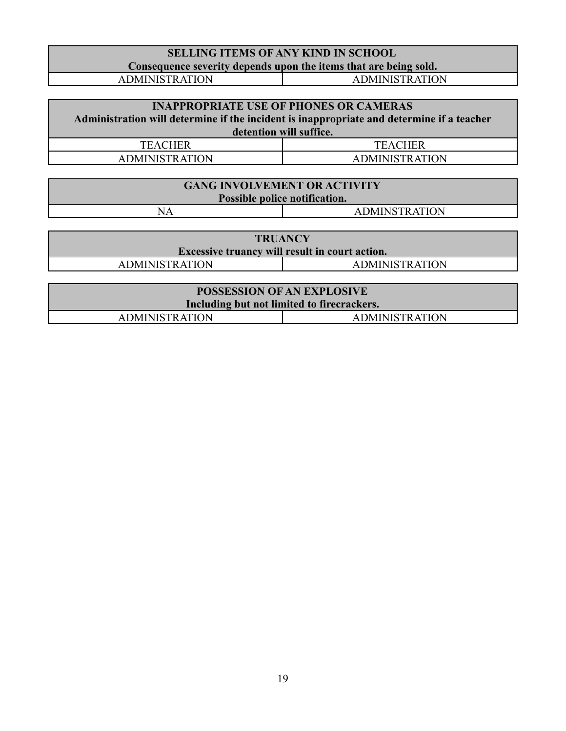| SELLING ITEMS OF ANY KIND IN SCHOOL<br>Consequence severity depends upon the items that are being sold. | |
|---|---|
| ADMINISTRATION | ADMINISTRATION |

| INAPPROPRIATE USE OF PHONES OR CAMERAS<br>Administration will determine if the incident is inappropriate and determine if a teacher detention will suffice. | |
|---|---|
| TEACHER | TEACHER |
| ADMINISTRATION | ADMINISTRATION |

| GANG INVOLVEMENT OR ACTIVITY<br>Possible police notification. | |
|---|---|
| NA | ADMINSTRATION |

| TRUANCY<br>Excessive truancy will result in court action. | |
|---|---|
| ADMINISTRATION | ADMINISTRATION |

| POSSESSION OF AN EXPLOSIVE<br>Including but not limited to firecrackers. | |
|---|---|
| ADMINISTRATION | ADMINISTRATION |